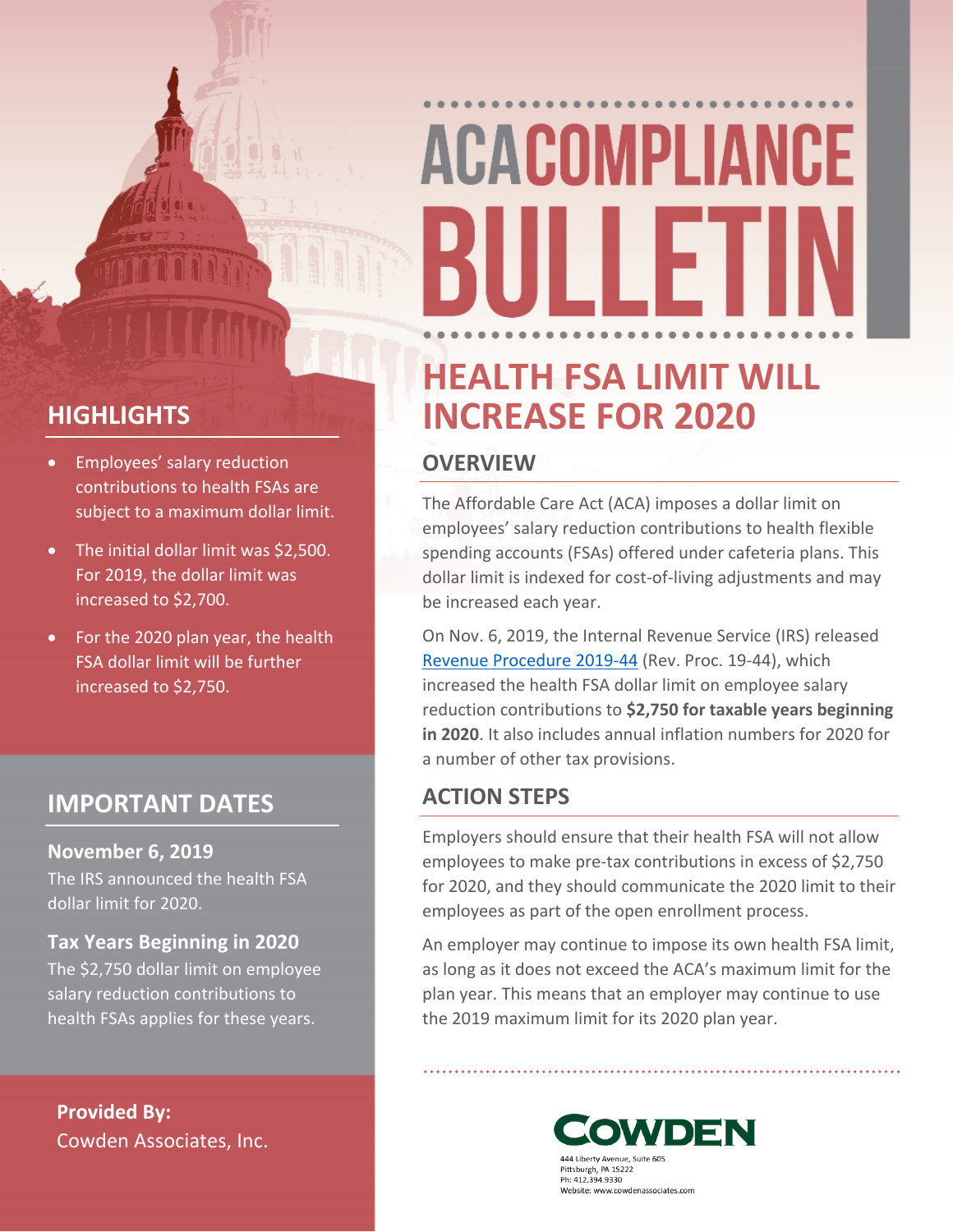# ACA COMPLIANCE BULLETIN

## HEALTH FSA LIMIT WILL INCREASE FOR 2020

### OVERVIEW

The Affordable Care Act (ACA) imposes a dollar limit on employees' salary reduction contributions to health flexible spending accounts (FSAs) offered under cafeteria plans. This dollar limit is indexed for cost-of-living adjustments and may be increased each year.

On Nov. 6, 2019, the Internal Revenue Service (IRS) released Revenue Procedure 2019-44 (Rev. Proc. 19-44), which increased the health FSA dollar limit on employee salary reduction contributions to **$2,750 for taxable years beginning in 2020**. It also includes annual inflation numbers for 2020 for a number of other tax provisions.

### ACTION STEPS

Employers should ensure that their health FSA will not allow employees to make pre-tax contributions in excess of $2,750 for 2020, and they should communicate the 2020 limit to their employees as part of the open enrollment process.

An employer may continue to impose its own health FSA limit, as long as it does not exceed the ACA's maximum limit for the plan year. This means that an employer may continue to use the 2019 maximum limit for its 2020 plan year.

### HIGHLIGHTS

- Employees' salary reduction contributions to health FSAs are subject to a maximum dollar limit.
- The initial dollar limit was $2,500. For 2019, the dollar limit was increased to $2,700.
- For the 2020 plan year, the health FSA dollar limit will be further increased to $2,750.

### IMPORTANT DATES

**November 6, 2019**
The IRS announced the health FSA dollar limit for 2020.

**Tax Years Beginning in 2020**
The $2,750 dollar limit on employee salary reduction contributions to health FSAs applies for these years.

**Provided By:**
Cowden Associates, Inc.

COWDEN
444 Liberty Avenue, Suite 605
Pittsburgh, PA 15222
Ph: 412.394.9330
Website: www.cowdenassociates.com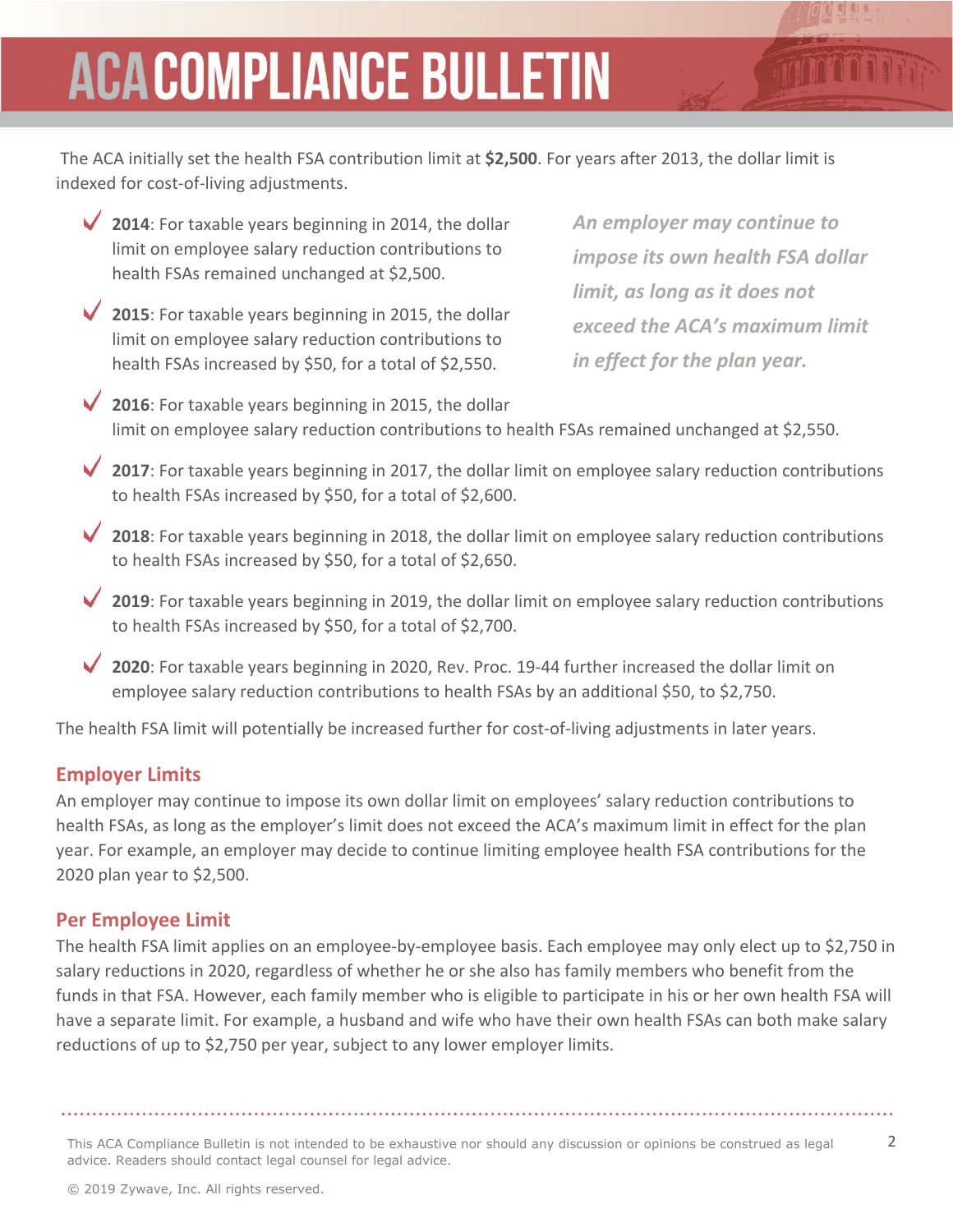The ACA initially set the health FSA contribution limit at **$2,500**. For years after 2013, the dollar limit is indexed for cost-of-living adjustments.

- **2014**: For taxable years beginning in 2014, the dollar limit on employee salary reduction contributions to health FSAs remained unchanged at $2,500.
- **2015**: For taxable years beginning in 2015, the dollar limit on employee salary reduction contributions to health FSAs increased by $50, for a total of $2,550.
- **2016**: For taxable years beginning in 2015, the dollar limit on employee salary reduction contributions to health FSAs remained unchanged at $2,550.
- **2017**: For taxable years beginning in 2017, the dollar limit on employee salary reduction contributions to health FSAs increased by $50, for a total of $2,600.
- **2018**: For taxable years beginning in 2018, the dollar limit on employee salary reduction contributions to health FSAs increased by $50, for a total of $2,650.
- **2019**: For taxable years beginning in 2019, the dollar limit on employee salary reduction contributions to health FSAs increased by $50, for a total of $2,700.
- **2020**: For taxable years beginning in 2020, Rev. Proc. 19-44 further increased the dollar limit on employee salary reduction contributions to health FSAs by an additional $50, to $2,750.

*An employer may continue to impose its own health FSA dollar limit, as long as it does not exceed the ACA's maximum limit in effect for the plan year.*

The health FSA limit will potentially be increased further for cost-of-living adjustments in later years.

## Employer Limits

An employer may continue to impose its own dollar limit on employees' salary reduction contributions to health FSAs, as long as the employer's limit does not exceed the ACA's maximum limit in effect for the plan year. For example, an employer may decide to continue limiting employee health FSA contributions for the 2020 plan year to $2,500.

## Per Employee Limit

The health FSA limit applies on an employee-by-employee basis. Each employee may only elect up to $2,750 in salary reductions in 2020, regardless of whether he or she also has family members who benefit from the funds in that FSA. However, each family member who is eligible to participate in his or her own health FSA will have a separate limit. For example, a husband and wife who have their own health FSAs can both make salary reductions of up to $2,750 per year, subject to any lower employer limits.

This ACA Compliance Bulletin is not intended to be exhaustive nor should any discussion or opinions be construed as legal advice. Readers should contact legal counsel for legal advice.

© 2019 Zywave, Inc. All rights reserved.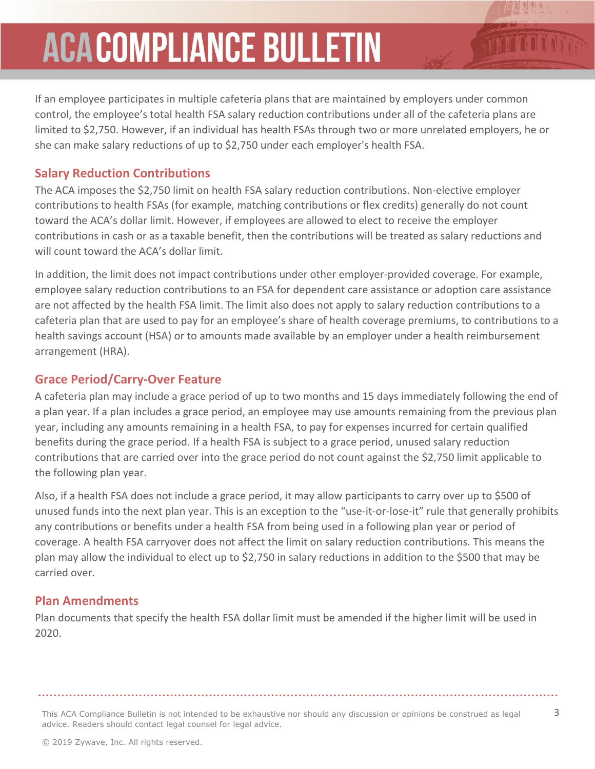If an employee participates in multiple cafeteria plans that are maintained by employers under common control, the employee's total health FSA salary reduction contributions under all of the cafeteria plans are limited to $2,750. However, if an individual has health FSAs through two or more unrelated employers, he or she can make salary reductions of up to $2,750 under each employer's health FSA.

## Salary Reduction Contributions

The ACA imposes the $2,750 limit on health FSA salary reduction contributions. Non-elective employer contributions to health FSAs (for example, matching contributions or flex credits) generally do not count toward the ACA's dollar limit. However, if employees are allowed to elect to receive the employer contributions in cash or as a taxable benefit, then the contributions will be treated as salary reductions and will count toward the ACA's dollar limit.

In addition, the limit does not impact contributions under other employer-provided coverage. For example, employee salary reduction contributions to an FSA for dependent care assistance or adoption care assistance are not affected by the health FSA limit. The limit also does not apply to salary reduction contributions to a cafeteria plan that are used to pay for an employee's share of health coverage premiums, to contributions to a health savings account (HSA) or to amounts made available by an employer under a health reimbursement arrangement (HRA).

## Grace Period/Carry-Over Feature

A cafeteria plan may include a grace period of up to two months and 15 days immediately following the end of a plan year. If a plan includes a grace period, an employee may use amounts remaining from the previous plan year, including any amounts remaining in a health FSA, to pay for expenses incurred for certain qualified benefits during the grace period. If a health FSA is subject to a grace period, unused salary reduction contributions that are carried over into the grace period do not count against the $2,750 limit applicable to the following plan year.

Also, if a health FSA does not include a grace period, it may allow participants to carry over up to $500 of unused funds into the next plan year. This is an exception to the "use-it-or-lose-it" rule that generally prohibits any contributions or benefits under a health FSA from being used in a following plan year or period of coverage. A health FSA carryover does not affect the limit on salary reduction contributions. This means the plan may allow the individual to elect up to $2,750 in salary reductions in addition to the $500 that may be carried over.

## Plan Amendments

Plan documents that specify the health FSA dollar limit must be amended if the higher limit will be used in 2020.

This ACA Compliance Bulletin is not intended to be exhaustive nor should any discussion or opinions be construed as legal advice. Readers should contact legal counsel for legal advice.

© 2019 Zywave, Inc. All rights reserved.